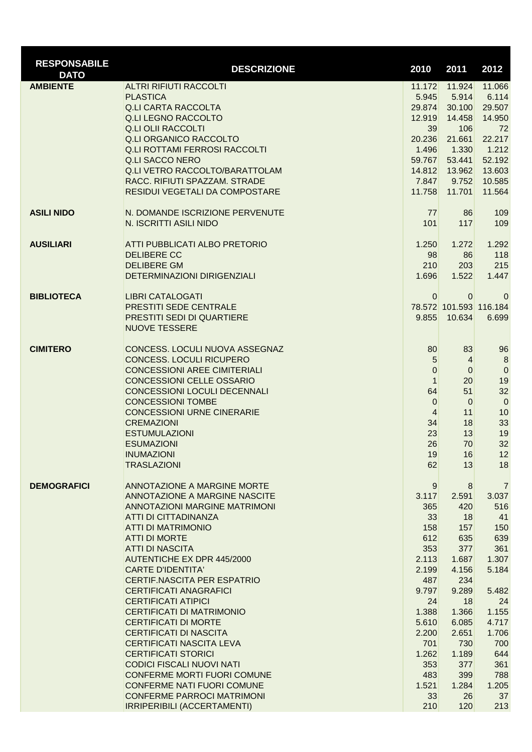| RESPONSABILE DATO | DESCRIZIONE | 2010 | 2011 | 2012 |
|---|---|---|---|---|
| AMBIENTE | ALTRI RIFIUTI RACCOLTI | 11.172 | 11.924 | 11.066 |
| | PLASTICA | 5.945 | 5.914 | 6.114 |
| | Q.LI CARTA RACCOLTA | 29.874 | 30.100 | 29.507 |
| | Q.LI LEGNO RACCOLTO | 12.919 | 14.458 | 14.950 |
| | Q.LI OLII RACCOLTI | 39 | 106 | 72 |
| | Q.LI ORGANICO RACCOLTO | 20.236 | 21.661 | 22.217 |
| | Q.LI ROTTAMI FERROSI RACCOLTI | 1.496 | 1.330 | 1.212 |
| | Q.LI SACCO NERO | 59.767 | 53.441 | 52.192 |
| | Q.LI VETRO RACCOLTO/BARATTOLAM | 14.812 | 13.962 | 13.603 |
| | RACC. RIFIUTI SPAZZAM. STRADE | 7.847 | 9.752 | 10.585 |
| | RESIDUI VEGETALI DA COMPOSTARE | 11.758 | 11.701 | 11.564 |
| ASILI NIDO | N. DOMANDE ISCRIZIONE PERVENUTE | 77 | 86 | 109 |
| | N. ISCRITTI ASILI NIDO | 101 | 117 | 109 |
| AUSILIARI | ATTI PUBBLICATI ALBO PRETORIO | 1.250 | 1.272 | 1.292 |
| | DELIBERE CC | 98 | 86 | 118 |
| | DELIBERE GM | 210 | 203 | 215 |
| | DETERMINAZIONI DIRIGENZIALI | 1.696 | 1.522 | 1.447 |
| BIBLIOTECA | LIBRI CATALOGATI | 0 | 0 | 0 |
| | PRESTITI SEDE CENTRALE | 78.572 | 101.593 | 116.184 |
| | PRESTITI SEDI DI QUARTIERE | 9.855 | 10.634 | 6.699 |
| | NUOVE TESSERE | | | |
| CIMITERO | CONCESS. LOCULI NUOVA ASSEGNAZ | 80 | 83 | 96 |
| | CONCESS. LOCULI RICUPERO | 5 | 4 | 8 |
| | CONCESSIONI AREE CIMITERIALI | 0 | 0 | 0 |
| | CONCESSIONI CELLE OSSARIO | 1 | 20 | 19 |
| | CONCESSIONI LOCULI DECENNALI | 64 | 51 | 32 |
| | CONCESSIONI TOMBE | 0 | 0 | 0 |
| | CONCESSIONI URNE CINERARIE | 4 | 11 | 10 |
| | CREMAZIONI | 34 | 18 | 33 |
| | ESTUMULAZIONI | 23 | 13 | 19 |
| | ESUMAZIONI | 26 | 70 | 32 |
| | INUMAZIONI | 19 | 16 | 12 |
| | TRASLAZIONI | 62 | 13 | 18 |
| DEMOGRAFICI | ANNOTAZIONE A MARGINE MORTE | 9 | 8 | 7 |
| | ANNOTAZIONE A MARGINE NASCITE | 3.117 | 2.591 | 3.037 |
| | ANNOTAZIONI MARGINE MATRIMONI | 365 | 420 | 516 |
| | ATTI DI CITTADINANZA | 33 | 18 | 41 |
| | ATTI DI MATRIMONIO | 158 | 157 | 150 |
| | ATTI DI MORTE | 612 | 635 | 639 |
| | ATTI DI NASCITA | 353 | 377 | 361 |
| | AUTENTICHE EX DPR 445/2000 | 2.113 | 1.687 | 1.307 |
| | CARTE D'IDENTITA' | 2.199 | 4.156 | 5.184 |
| | CERTIF.NASCITA PER ESPATRIO | 487 | 234 | |
| | CERTIFICATI ANAGRAFICI | 9.797 | 9.289 | 5.482 |
| | CERTIFICATI ATIPICI | 24 | 18 | 24 |
| | CERTIFICATI DI MATRIMONIO | 1.388 | 1.366 | 1.155 |
| | CERTIFICATI DI MORTE | 5.610 | 6.085 | 4.717 |
| | CERTIFICATI DI NASCITA | 2.200 | 2.651 | 1.706 |
| | CERTIFICATI NASCITA LEVA | 701 | 730 | 700 |
| | CERTIFICATI STORICI | 1.262 | 1.189 | 644 |
| | CODICI FISCALI NUOVI NATI | 353 | 377 | 361 |
| | CONFERME MORTI FUORI COMUNE | 483 | 399 | 788 |
| | CONFERME NATI FUORI COMUNE | 1.521 | 1.284 | 1.205 |
| | CONFERME PARROCI MATRIMONI | 33 | 26 | 37 |
| | IRRIPERIBILI (ACCERTAMENTI) | 210 | 120 | 213 |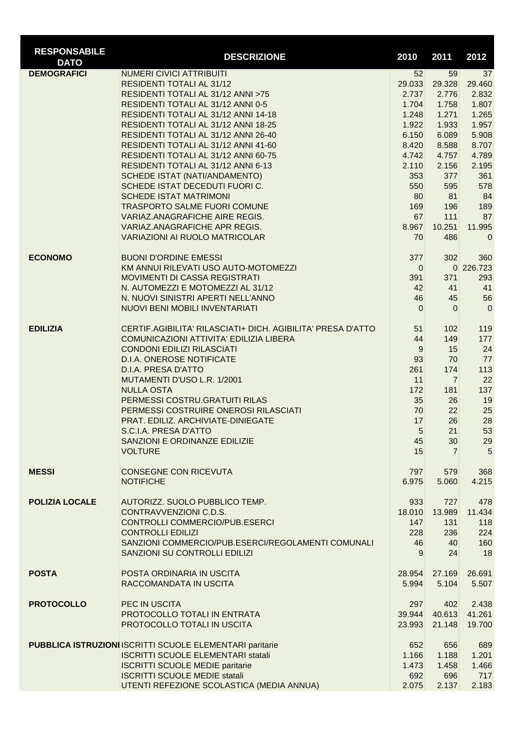| RESPONSABILE DATO | DESCRIZIONE | 2010 | 2011 | 2012 |
|---|---|---|---|---|
| **DEMOGRAFICI** | NUMERI CIVICI ATTRIBUITI | 52 | 59 | 37 |
| | RESIDENTI TOTALI AL 31/12 | 29.033 | 29.328 | 29.460 |
| | RESIDENTI TOTALI AL 31/12 ANNI >75 | 2.737 | 2.776 | 2.832 |
| | RESIDENTI TOTALI AL 31/12 ANNI 0-5 | 1.704 | 1.758 | 1.807 |
| | RESIDENTI TOTALI AL 31/12 ANNI 14-18 | 1.248 | 1.271 | 1.265 |
| | RESIDENTI TOTALI AL 31/12 ANNI 18-25 | 1.922 | 1.933 | 1.957 |
| | RESIDENTI TOTALI AL 31/12 ANNI 26-40 | 6.150 | 6.089 | 5.908 |
| | RESIDENTI TOTALI AL 31/12 ANNI 41-60 | 8.420 | 8.588 | 8.707 |
| | RESIDENTI TOTALI AL 31/12 ANNI 60-75 | 4.742 | 4.757 | 4.789 |
| | RESIDENTI TOTALI AL 31/12 ANNI 6-13 | 2.110 | 2.156 | 2.195 |
| | SCHEDE ISTAT (NATI/ANDAMENTO) | 353 | 377 | 361 |
| | SCHEDE ISTAT DECEDUTI FUORI C. | 550 | 595 | 578 |
| | SCHEDE ISTAT MATRIMONI | 80 | 81 | 84 |
| | TRASPORTO SALME FUORI COMUNE | 169 | 196 | 189 |
| | VARIAZ.ANAGRAFICHE AIRE REGIS. | 67 | 111 | 87 |
| | VARIAZ.ANAGRAFICHE APR REGIS. | 8.967 | 10.251 | 11.995 |
| | VARIAZIONI AI RUOLO MATRICOLAR | 70 | 486 | 0 |
| **ECONOMO** | BUONI D'ORDINE EMESSI | 377 | 302 | 360 |
| | KM ANNUI RILEVATI USO AUTO-MOTOMEZZI | 0 | 0 | 226.723 |
| | MOVIMENTI DI CASSA REGISTRATI | 391 | 371 | 293 |
| | N. AUTOMEZZI E MOTOMEZZI AL 31/12 | 42 | 41 | 41 |
| | N. NUOVI SINISTRI APERTI NELL'ANNO | 46 | 45 | 56 |
| | NUOVI BENI MOBILI INVENTARIATI | 0 | 0 | 0 |
| **EDILIZIA** | CERTIF.AGIBILITA' RILASCIATI+ DICH. AGIBILITA' PRESA D'ATTO | 51 | 102 | 119 |
| | COMUNICAZIONI ATTIVITA' EDILIZIA LIBERA | 44 | 149 | 177 |
| | CONDONI EDILIZI RILASCIATI | 9 | 15 | 24 |
| | D.I.A. ONEROSE NOTIFICATE | 93 | 70 | 77 |
| | D.I.A. PRESA D'ATTO | 261 | 174 | 113 |
| | MUTAMENTI D'USO L.R. 1/2001 | 11 | 7 | 22 |
| | NULLA OSTA | 172 | 181 | 137 |
| | PERMESSI COSTRU.GRATUITI RILAS | 35 | 26 | 19 |
| | PERMESSI COSTRUIRE ONEROSI RILASCIATI | 70 | 22 | 25 |
| | PRAT. EDILIZ. ARCHIVIATE-DINIEGATE | 17 | 26 | 28 |
| | S.C.I.A. PRESA D'ATTO | 5 | 21 | 53 |
| | SANZIONI E ORDINANZE EDILIZIE | 45 | 30 | 29 |
| | VOLTURE | 15 | 7 | 5 |
| **MESSI** | CONSEGNE CON RICEVUTA | 797 | 579 | 368 |
| | NOTIFICHE | 6.975 | 5.060 | 4.215 |
| **POLIZIA LOCALE** | AUTORIZZ. SUOLO PUBBLICO TEMP. | 933 | 727 | 478 |
| | CONTRAVVENZIONI C.D.S. | 18.010 | 13.989 | 11.434 |
| | CONTROLLI COMMERCIO/PUB.ESERCI | 147 | 131 | 118 |
| | CONTROLLI EDILIZI | 228 | 236 | 224 |
| | SANZIONI COMMERCIO/PUB.ESERCI/REGOLAMENTI COMUNALI | 46 | 40 | 160 |
| | SANZIONI SU CONTROLLI EDILIZI | 9 | 24 | 18 |
| **POSTA** | POSTA ORDINARIA IN USCITA | 28.954 | 27.169 | 26.691 |
| | RACCOMANDATA IN USCITA | 5.994 | 5.104 | 5.507 |
| **PROTOCOLLO** | PEC IN USCITA | 297 | 402 | 2.438 |
| | PROTOCOLLO TOTALI IN ENTRATA | 39.944 | 40.613 | 41.261 |
| | PROTOCOLLO TOTALI IN USCITA | 23.993 | 21.148 | 19.700 |
| **PUBBLICA ISTRUZIONE** | ISCRITTI SCUOLE ELEMENTARI paritarie | 652 | 656 | 689 |
| | ISCRITTI SCUOLE ELEMENTARI statali | 1.166 | 1.188 | 1.201 |
| | ISCRITTI SCUOLE MEDIE paritarie | 1.473 | 1.458 | 1.466 |
| | ISCRITTI SCUOLE MEDIE statali | 692 | 696 | 717 |
| | UTENTI REFEZIONE SCOLASTICA (MEDIA ANNUA) | 2.075 | 2.137 | 2.183 |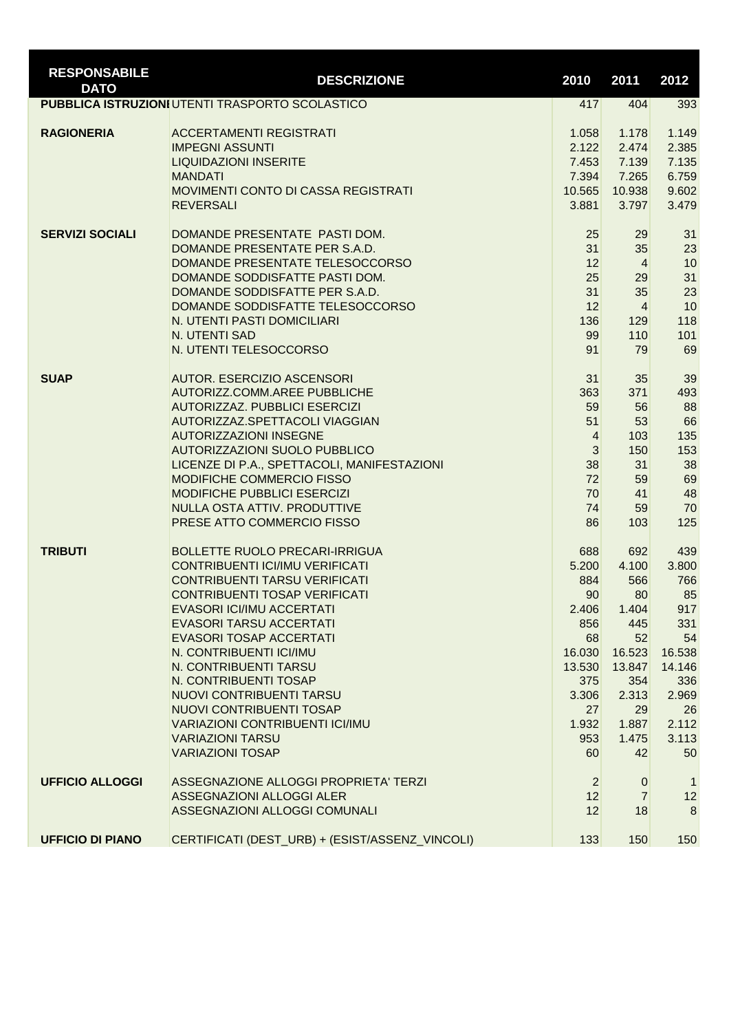| RESPONSABILE DATO | DESCRIZIONE | 2010 | 2011 | 2012 |
|---|---|---|---|---|
| **PUBBLICA ISTRUZIONE** | UTENTI TRASPORTO SCOLASTICO | 417 | 404 | 393 |
| **RAGIONERIA** | ACCERTAMENTI REGISTRATI | 1.058 | 1.178 | 1.149 |
| | IMPEGNI ASSUNTI | 2.122 | 2.474 | 2.385 |
| | LIQUIDAZIONI INSERITE | 7.453 | 7.139 | 7.135 |
| | MANDATI | 7.394 | 7.265 | 6.759 |
| | MOVIMENTI CONTO DI CASSA REGISTRATI | 10.565 | 10.938 | 9.602 |
| | REVERSALI | 3.881 | 3.797 | 3.479 |
| **SERVIZI SOCIALI** | DOMANDE PRESENTATE PASTI DOM. | 25 | 29 | 31 |
| | DOMANDE PRESENTATE PER S.A.D. | 31 | 35 | 23 |
| | DOMANDE PRESENTATE TELESOCCORSO | 12 | 4 | 10 |
| | DOMANDE SODDISFATTE PASTI DOM. | 25 | 29 | 31 |
| | DOMANDE SODDISFATTE PER S.A.D. | 31 | 35 | 23 |
| | DOMANDE SODDISFATTE TELESOCCORSO | 12 | 4 | 10 |
| | N. UTENTI PASTI DOMICILIARI | 136 | 129 | 118 |
| | N. UTENTI SAD | 99 | 110 | 101 |
| | N. UTENTI TELESOCCORSO | 91 | 79 | 69 |
| **SUAP** | AUTOR. ESERCIZIO ASCENSORI | 31 | 35 | 39 |
| | AUTORIZZ.COMM.AREE PUBBLICHE | 363 | 371 | 493 |
| | AUTORIZZAZ. PUBBLICI ESERCIZI | 59 | 56 | 88 |
| | AUTORIZZAZ.SPETTACOLI VIAGGIAN | 51 | 53 | 66 |
| | AUTORIZZAZIONI INSEGNE | 4 | 103 | 135 |
| | AUTORIZZAZIONI SUOLO PUBBLICO | 3 | 150 | 153 |
| | LICENZE DI P.A., SPETTACOLI, MANIFESTAZIONI | 38 | 31 | 38 |
| | MODIFICHE COMMERCIO FISSO | 72 | 59 | 69 |
| | MODIFICHE PUBBLICI ESERCIZI | 70 | 41 | 48 |
| | NULLA OSTA ATTIV. PRODUTTIVE | 74 | 59 | 70 |
| | PRESE ATTO COMMERCIO FISSO | 86 | 103 | 125 |
| **TRIBUTI** | BOLLETTE RUOLO PRECARI-IRRIGUA | 688 | 692 | 439 |
| | CONTRIBUENTI ICI/IMU VERIFICATI | 5.200 | 4.100 | 3.800 |
| | CONTRIBUENTI TARSU VERIFICATI | 884 | 566 | 766 |
| | CONTRIBUENTI TOSAP VERIFICATI | 90 | 80 | 85 |
| | EVASORI ICI/IMU ACCERTATI | 2.406 | 1.404 | 917 |
| | EVASORI TARSU ACCERTATI | 856 | 445 | 331 |
| | EVASORI TOSAP ACCERTATI | 68 | 52 | 54 |
| | N. CONTRIBUENTI ICI/IMU | 16.030 | 16.523 | 16.538 |
| | N. CONTRIBUENTI TARSU | 13.530 | 13.847 | 14.146 |
| | N. CONTRIBUENTI TOSAP | 375 | 354 | 336 |
| | NUOVI CONTRIBUENTI TARSU | 3.306 | 2.313 | 2.969 |
| | NUOVI CONTRIBUENTI TOSAP | 27 | 29 | 26 |
| | VARIAZIONI CONTRIBUENTI ICI/IMU | 1.932 | 1.887 | 2.112 |
| | VARIAZIONI TARSU | 953 | 1.475 | 3.113 |
| | VARIAZIONI TOSAP | 60 | 42 | 50 |
| **UFFICIO ALLOGGI** | ASSEGNAZIONE ALLOGGI PROPRIETA' TERZI | 2 | 0 | 1 |
| | ASSEGNAZIONI ALLOGGI ALER | 12 | 7 | 12 |
| | ASSEGNAZIONI ALLOGGI COMUNALI | 12 | 18 | 8 |
| **UFFICIO DI PIANO** | CERTIFICATI (DEST_URB) + (ESIST/ASSENZ_VINCOLI) | 133 | 150 | 150 |